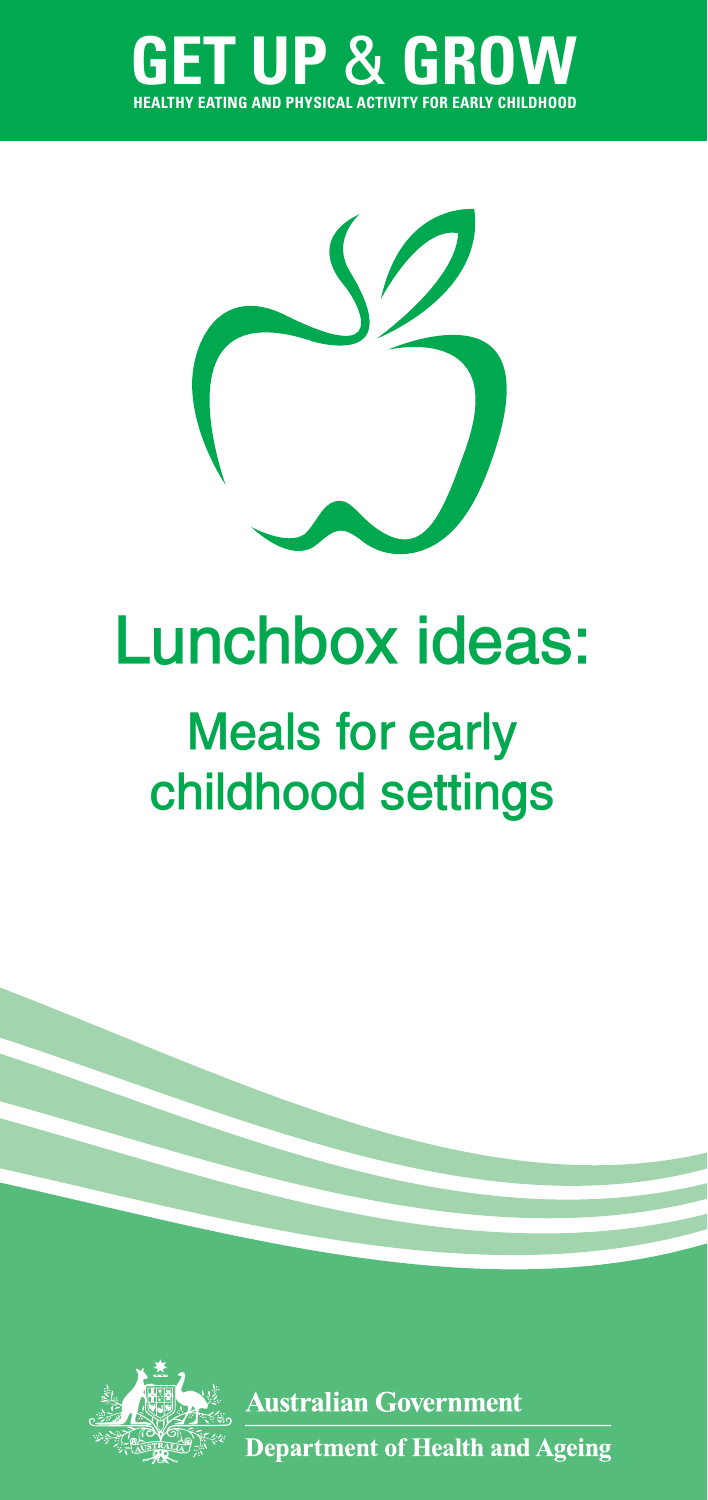# GET UP & GROW

HEALTHY EATING AND PHYSICAL ACTIVITY FOR EARLY CHILDHOOD

# Lunchbox ideas:

## Meals for early childhood settings

Australian Government

Department of Health and Ageing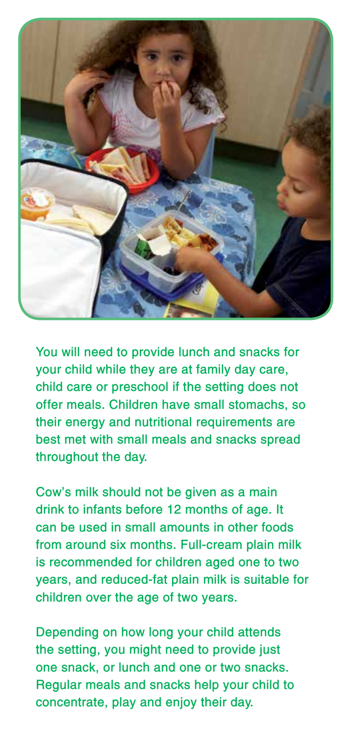You will need to provide lunch and snacks for your child while they are at family day care, child care or preschool if the setting does not offer meals. Children have small stomachs, so their energy and nutritional requirements are best met with small meals and snacks spread throughout the day.

Cow's milk should not be given as a main drink to infants before 12 months of age. It can be used in small amounts in other foods from around six months. Full-cream plain milk is recommended for children aged one to two years, and reduced-fat plain milk is suitable for children over the age of two years.

Depending on how long your child attends the setting, you might need to provide just one snack, or lunch and one or two snacks. Regular meals and snacks help your child to concentrate, play and enjoy their day.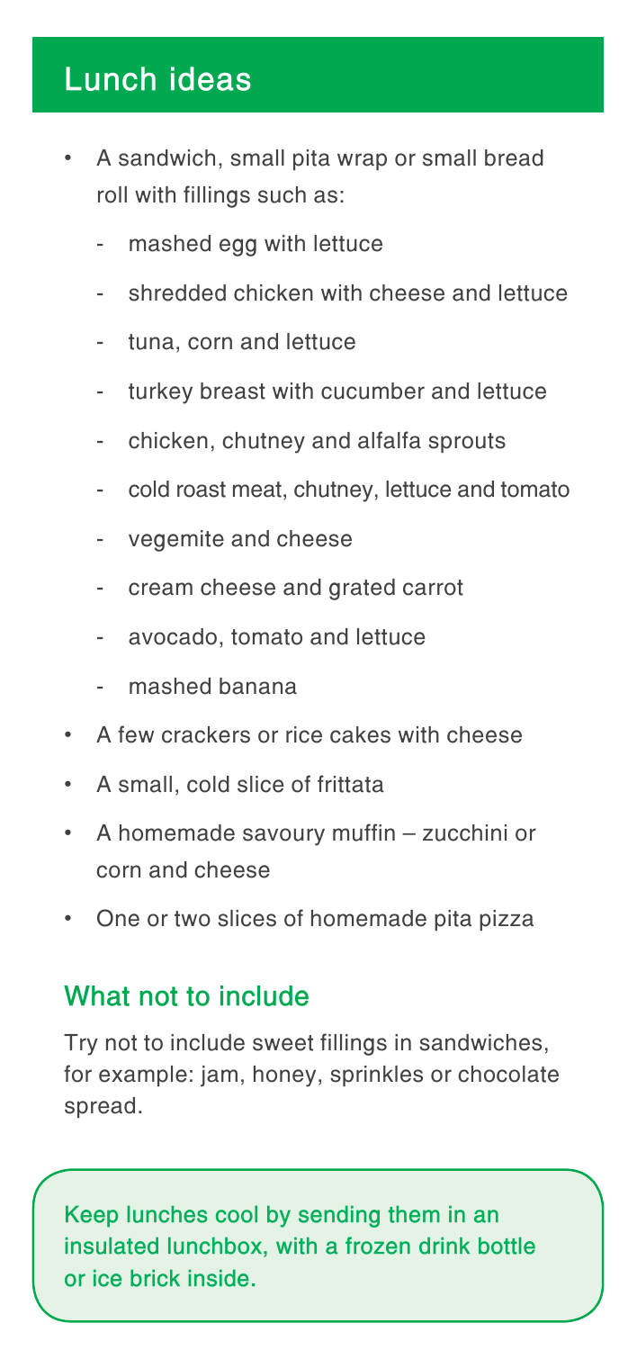## Lunch ideas

- A sandwich, small pita wrap or small bread roll with fillings such as:
  - mashed egg with lettuce
  - shredded chicken with cheese and lettuce
  - tuna, corn and lettuce
  - turkey breast with cucumber and lettuce
  - chicken, chutney and alfalfa sprouts
  - cold roast meat, chutney, lettuce and tomato
  - vegemite and cheese
  - cream cheese and grated carrot
  - avocado, tomato and lettuce
  - mashed banana
- A few crackers or rice cakes with cheese
- A small, cold slice of frittata
- A homemade savoury muffin – zucchini or corn and cheese
- One or two slices of homemade pita pizza

### What not to include

Try not to include sweet fillings in sandwiches, for example: jam, honey, sprinkles or chocolate spread.

> Keep lunches cool by sending them in an insulated lunchbox, with a frozen drink bottle or ice brick inside.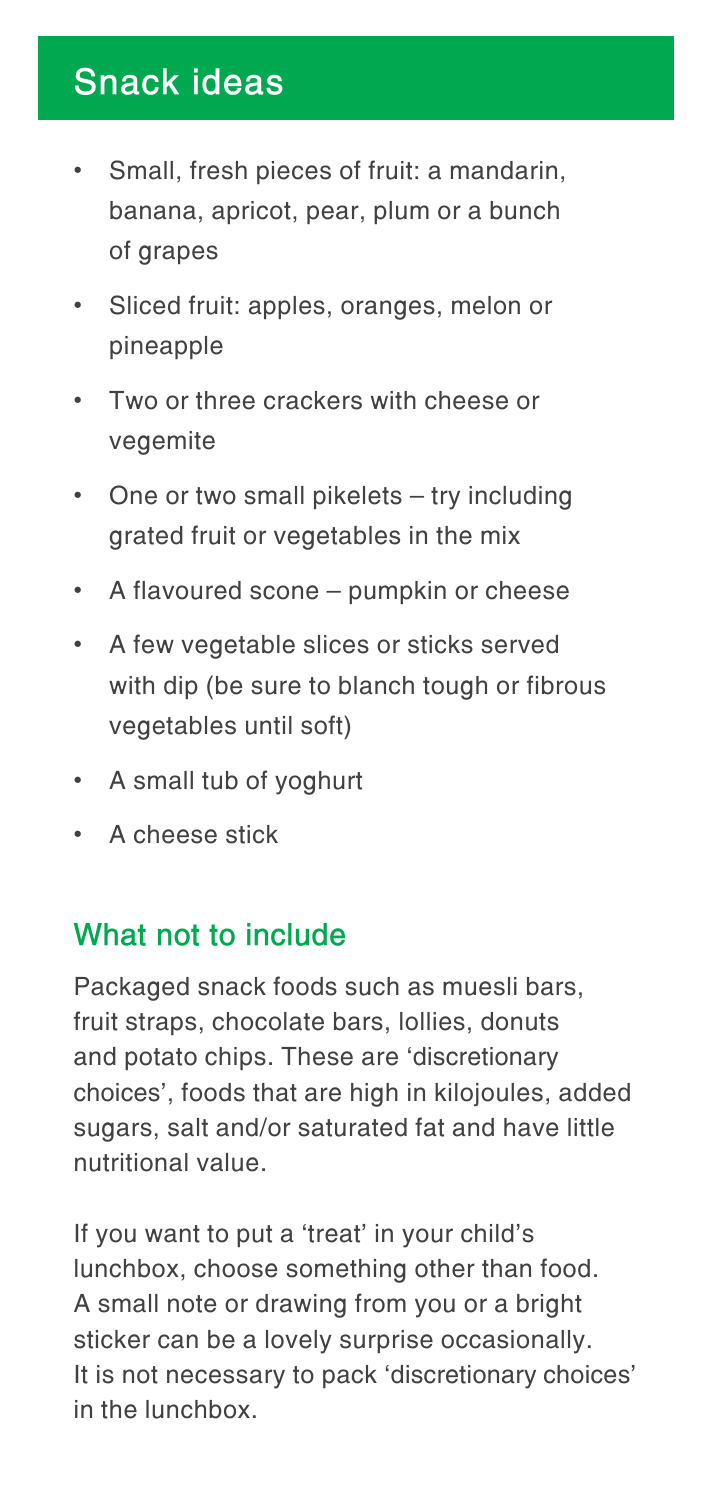## Snack ideas

- Small, fresh pieces of fruit: a mandarin, banana, apricot, pear, plum or a bunch of grapes
- Sliced fruit: apples, oranges, melon or pineapple
- Two or three crackers with cheese or vegemite
- One or two small pikelets – try including grated fruit or vegetables in the mix
- A flavoured scone – pumpkin or cheese
- A few vegetable slices or sticks served with dip (be sure to blanch tough or fibrous vegetables until soft)
- A small tub of yoghurt
- A cheese stick

### What not to include

Packaged snack foods such as muesli bars, fruit straps, chocolate bars, lollies, donuts and potato chips. These are 'discretionary choices', foods that are high in kilojoules, added sugars, salt and/or saturated fat and have little nutritional value.

If you want to put a 'treat' in your child's lunchbox, choose something other than food. A small note or drawing from you or a bright sticker can be a lovely surprise occasionally. It is not necessary to pack 'discretionary choices' in the lunchbox.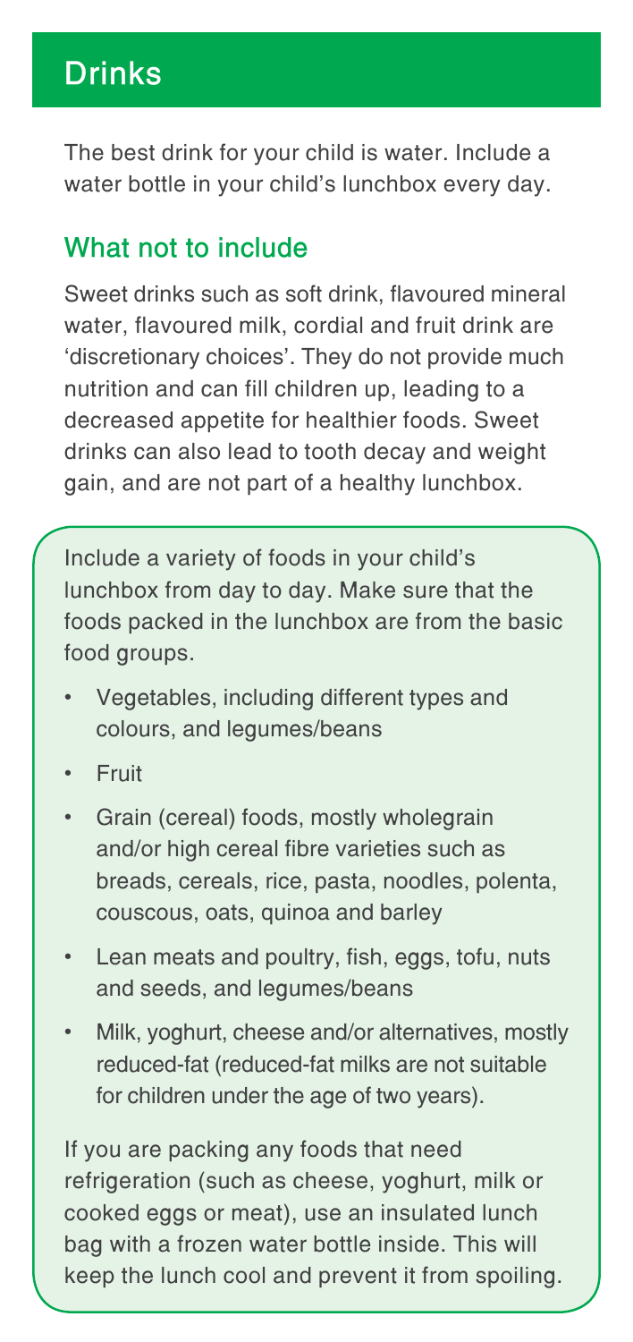## Drinks

The best drink for your child is water. Include a water bottle in your child's lunchbox every day.

### What not to include

Sweet drinks such as soft drink, flavoured mineral water, flavoured milk, cordial and fruit drink are 'discretionary choices'. They do not provide much nutrition and can fill children up, leading to a decreased appetite for healthier foods. Sweet drinks can also lead to tooth decay and weight gain, and are not part of a healthy lunchbox.

Include a variety of foods in your child's lunchbox from day to day. Make sure that the foods packed in the lunchbox are from the basic food groups.

- Vegetables, including different types and colours, and legumes/beans
- Fruit
- Grain (cereal) foods, mostly wholegrain and/or high cereal fibre varieties such as breads, cereals, rice, pasta, noodles, polenta, couscous, oats, quinoa and barley
- Lean meats and poultry, fish, eggs, tofu, nuts and seeds, and legumes/beans
- Milk, yoghurt, cheese and/or alternatives, mostly reduced-fat (reduced-fat milks are not suitable for children under the age of two years).

If you are packing any foods that need refrigeration (such as cheese, yoghurt, milk or cooked eggs or meat), use an insulated lunch bag with a frozen water bottle inside. This will keep the lunch cool and prevent it from spoiling.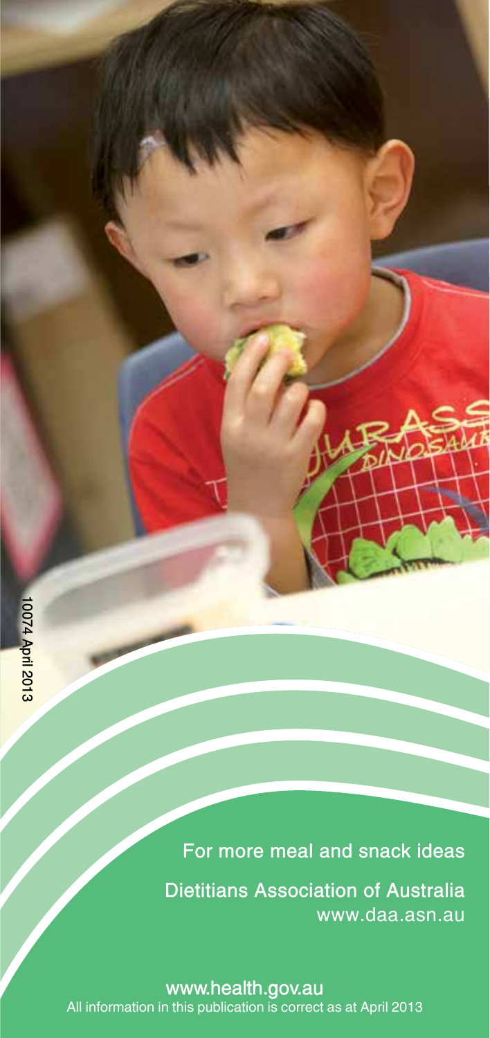10074 April 2013

For more meal and snack ideas

Dietitians Association of Australia
www.daa.asn.au

www.health.gov.au
All information in this publication is correct as at April 2013